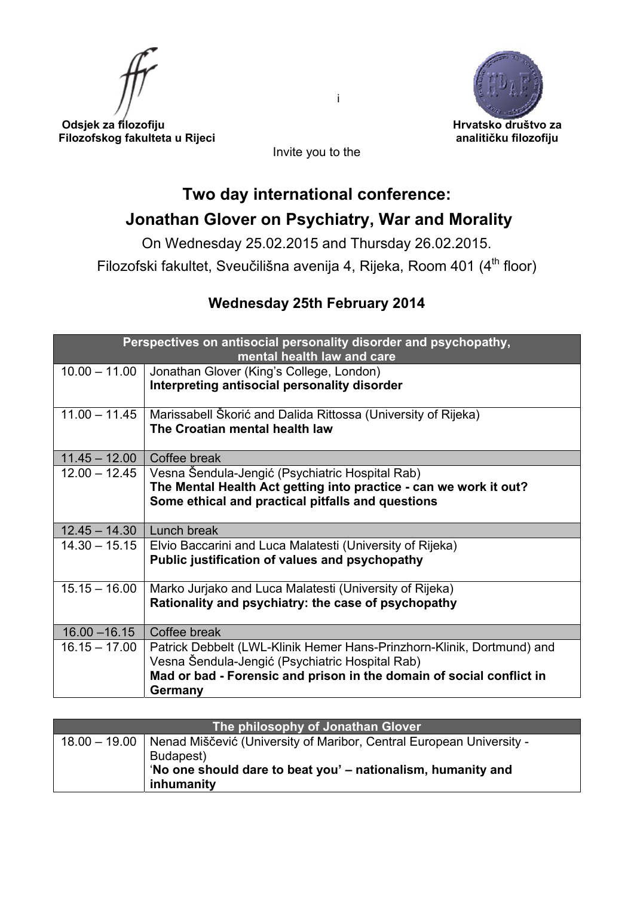i

**Odsjek za filozofiju Filozofskog fakulteta u Rijeci**

**Hrvatsko društvo za analitičku filozofiju**

Invite you to the

# Two day international conference: Jonathan Glover on Psychiatry, War and Morality

On Wednesday 25.02.2015 and Thursday 26.02.2015.

Filozofski fakultet, Sveučilišna avenija 4, Rijeka, Room 401 (4th floor)

## Wednesday 25th February 2014

| Perspectives on antisocial personality disorder and psychopathy, mental health law and care | |
|---|---|
| 10.00 – 11.00 | Jonathan Glover (King's College, London) **Interpreting antisocial personality disorder** |
| 11.00 – 11.45 | Marissabell Škorić and Dalida Rittossa (University of Rijeka) **The Croatian mental health law** |
| 11.45 – 12.00 | Coffee break |
| 12.00 – 12.45 | Vesna Šendula-Jengić (Psychiatric Hospital Rab) **The Mental Health Act getting into practice - can we work it out? Some ethical and practical pitfalls and questions** |
| 12.45 – 14.30 | Lunch break |
| 14.30 – 15.15 | Elvio Baccarini and Luca Malatesti (University of Rijeka) **Public justification of values and psychopathy** |
| 15.15 – 16.00 | Marko Jurjako and Luca Malatesti (University of Rijeka) **Rationality and psychiatry: the case of psychopathy** |
| 16.00 –16.15 | Coffee break |
| 16.15 – 17.00 | Patrick Debbelt (LWL-Klinik Hemer Hans-Prinzhorn-Klinik, Dortmund) and Vesna Šendula-Jengić (Psychiatric Hospital Rab) **Mad or bad - Forensic and prison in the domain of social conflict in Germany** |

| The philosophy of Jonathan Glover | |
|---|---|
| 18.00 – 19.00 | Nenad Miščević (University of Maribor, Central European University - Budapest) '**No one should dare to beat you' – nationalism, humanity and inhumanity** |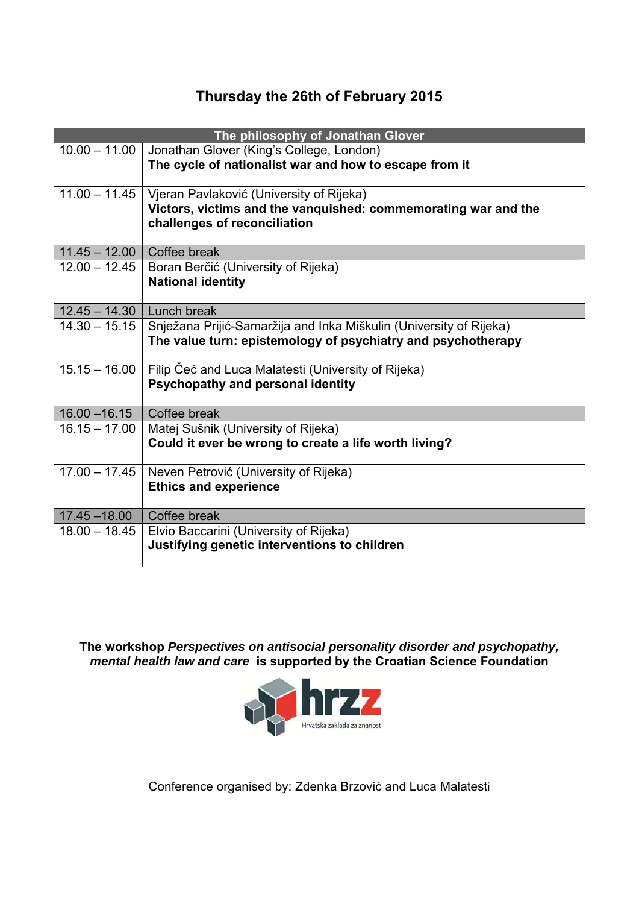## Thursday the 26th of February 2015

| The philosophy of Jonathan Glover | |
|---|---|
| 10.00 – 11.00 | Jonathan Glover (King's College, London)<br>**The cycle of nationalist war and how to escape from it** |
| 11.00 – 11.45 | Vjeran Pavlaković (University of Rijeka)<br>**Victors, victims and the vanquished: commemorating war and the challenges of reconciliation** |
| 11.45 – 12.00 | Coffee break |
| 12.00 – 12.45 | Boran Berčić (University of Rijeka)<br>**National identity** |
| 12.45 – 14.30 | Lunch break |
| 14.30 – 15.15 | Snježana Prijić-Samaržija and Inka Miškulin (University of Rijeka)<br>**The value turn: epistemology of psychiatry and psychotherapy** |
| 15.15 – 16.00 | Filip Čeč and Luca Malatesti (University of Rijeka)<br>**Psychopathy and personal identity** |
| 16.00 –16.15 | Coffee break |
| 16.15 – 17.00 | Matej Sušnik (University of Rijeka)<br>**Could it ever be wrong to create a life worth living?** |
| 17.00 – 17.45 | Neven Petrović (University of Rijeka)<br>**Ethics and experience** |
| 17.45 –18.00 | Coffee break |
| 18.00 – 18.45 | Elvio Baccarini (University of Rijeka)<br>**Justifying genetic interventions to children** |

**The workshop *Perspectives on antisocial personality disorder and psychopathy, mental health law and care* is supported by the Croatian Science Foundation**

hrzz
Hrvatska zaklada za znanost

Conference organised by: Zdenka Brzović and Luca Malatesti